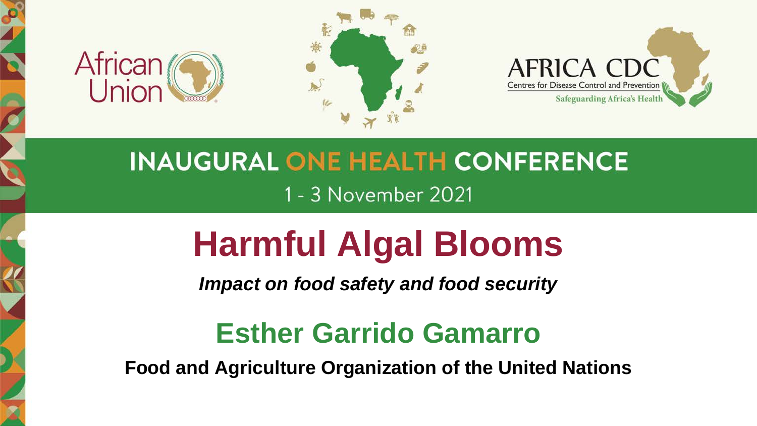African Union

AFRICA CDC

Centres for Disease Control and Prevention

Safeguarding Africa's Health

INAUGURAL ONE HEALTH CONFERENCE

1 - 3 November 2021

# Harmful Algal Blooms

***Impact on food safety and food security***

## Esther Garrido Gamarro

**Food and Agriculture Organization of the United Nations**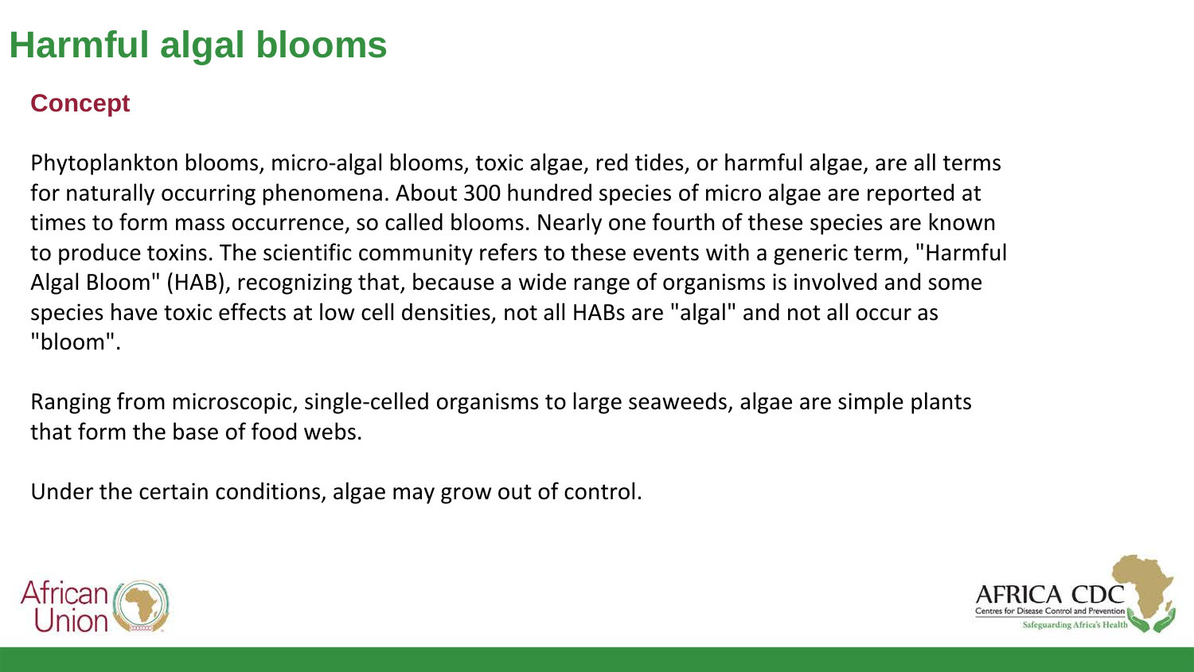# Harmful algal blooms

## Concept

Phytoplankton blooms, micro-algal blooms, toxic algae, red tides, or harmful algae, are all terms for naturally occurring phenomena. About 300 hundred species of micro algae are reported at times to form mass occurrence, so called blooms. Nearly one fourth of these species are known to produce toxins. The scientific community refers to these events with a generic term, "Harmful Algal Bloom" (HAB), recognizing that, because a wide range of organisms is involved and some species have toxic effects at low cell densities, not all HABs are "algal" and not all occur as "bloom".

Ranging from microscopic, single-celled organisms to large seaweeds, algae are simple plants that form the base of food webs.

Under the certain conditions, algae may grow out of control.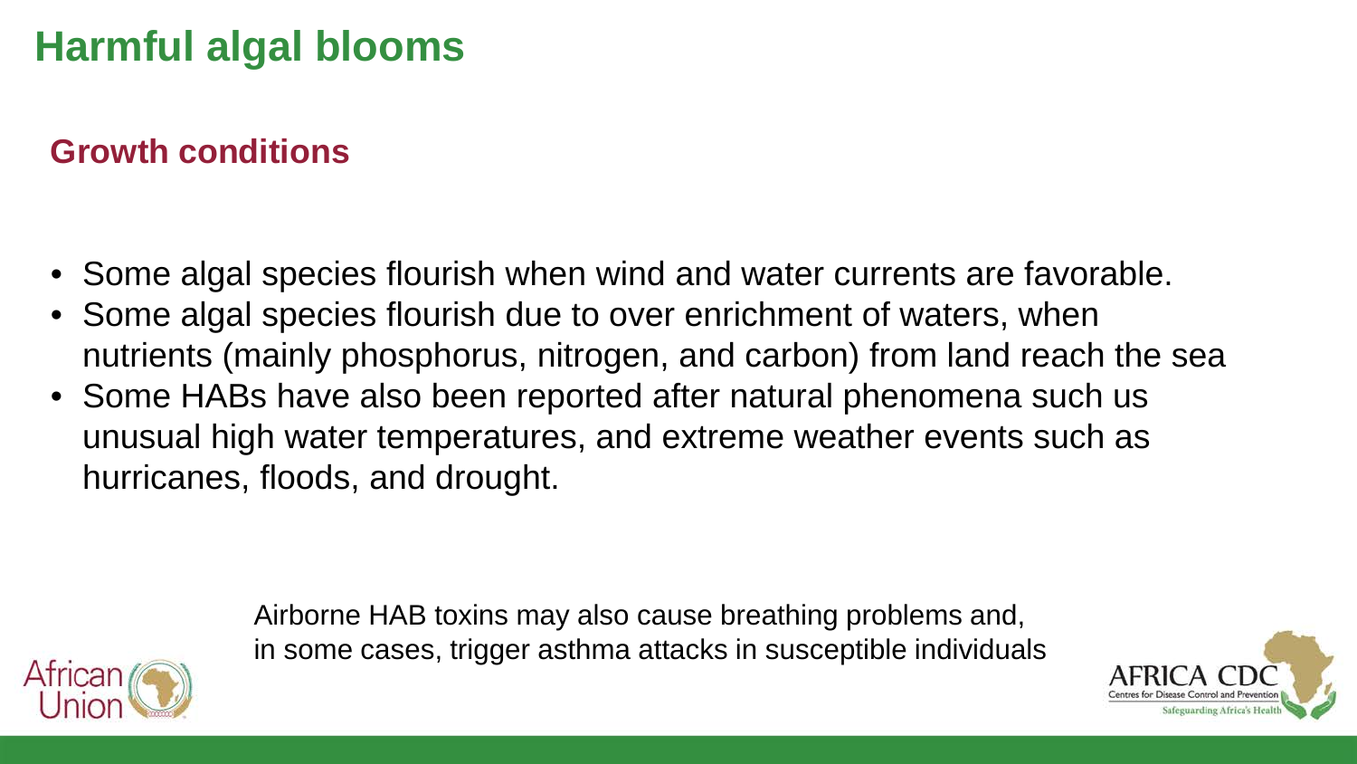# Harmful algal blooms

## Growth conditions

- Some algal species flourish when wind and water currents are favorable.
- Some algal species flourish due to over enrichment of waters, when nutrients (mainly phosphorus, nitrogen, and carbon) from land reach the sea
- Some HABs have also been reported after natural phenomena such us unusual high water temperatures, and extreme weather events such as hurricanes, floods, and drought.

Airborne HAB toxins may also cause breathing problems and, in some cases, trigger asthma attacks in susceptible individuals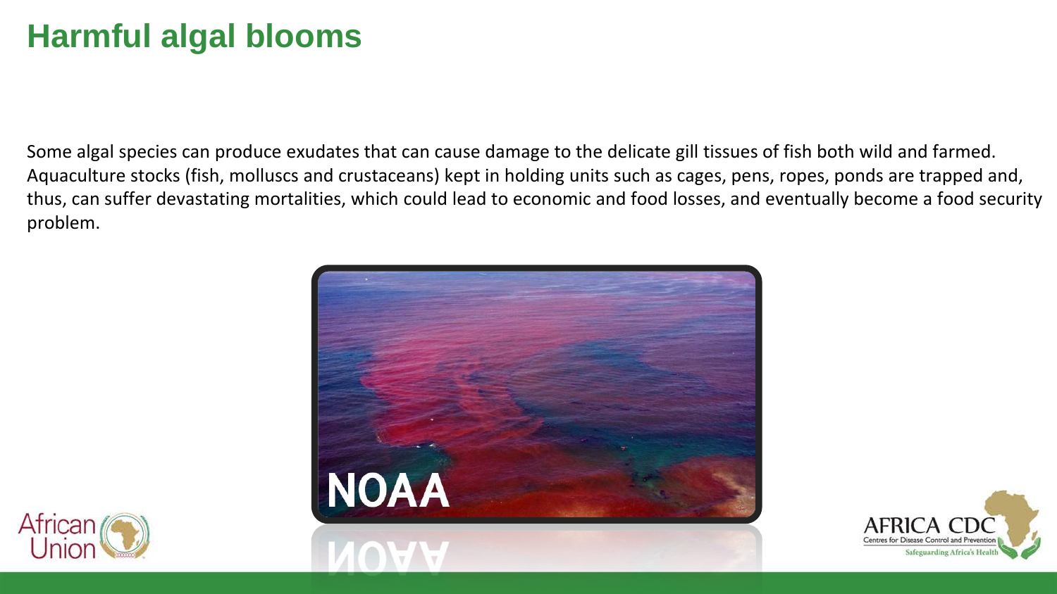# Harmful algal blooms

Some algal species can produce exudates that can cause damage to the delicate gill tissues of fish both wild and farmed. Aquaculture stocks (fish, molluscs and crustaceans) kept in holding units such as cages, pens, ropes, ponds are trapped and, thus, can suffer devastating mortalities, which could lead to economic and food losses, and eventually become a food security problem.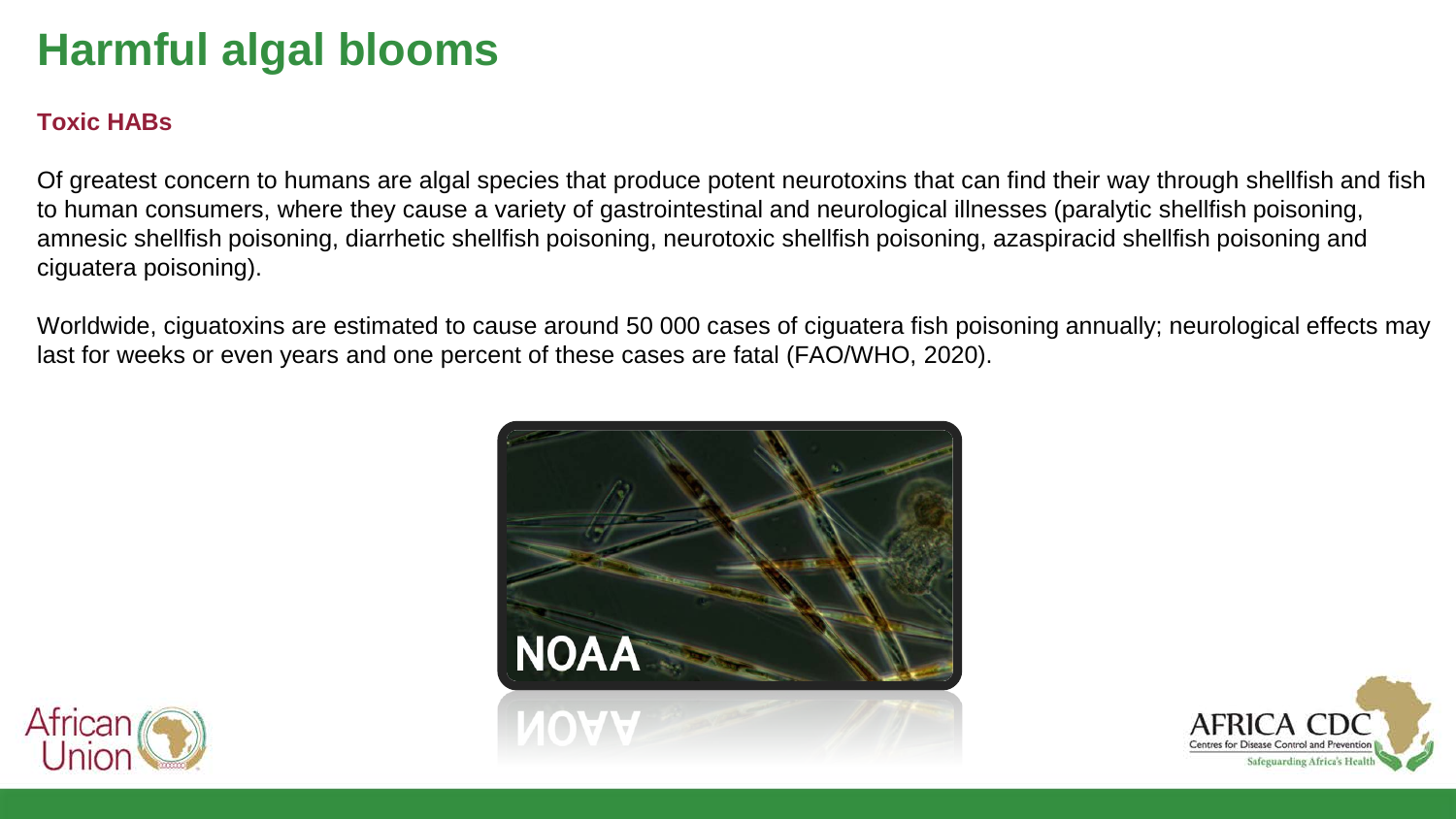# Harmful algal blooms

### Toxic HABs

Of greatest concern to humans are algal species that produce potent neurotoxins that can find their way through shellfish and fish to human consumers, where they cause a variety of gastrointestinal and neurological illnesses (paralytic shellfish poisoning, amnesic shellfish poisoning, diarrhetic shellfish poisoning, neurotoxic shellfish poisoning, azaspiracid shellfish poisoning and ciguatera poisoning).

Worldwide, ciguatoxins are estimated to cause around 50 000 cases of ciguatera fish poisoning annually; neurological effects may last for weeks or even years and one percent of these cases are fatal (FAO/WHO, 2020).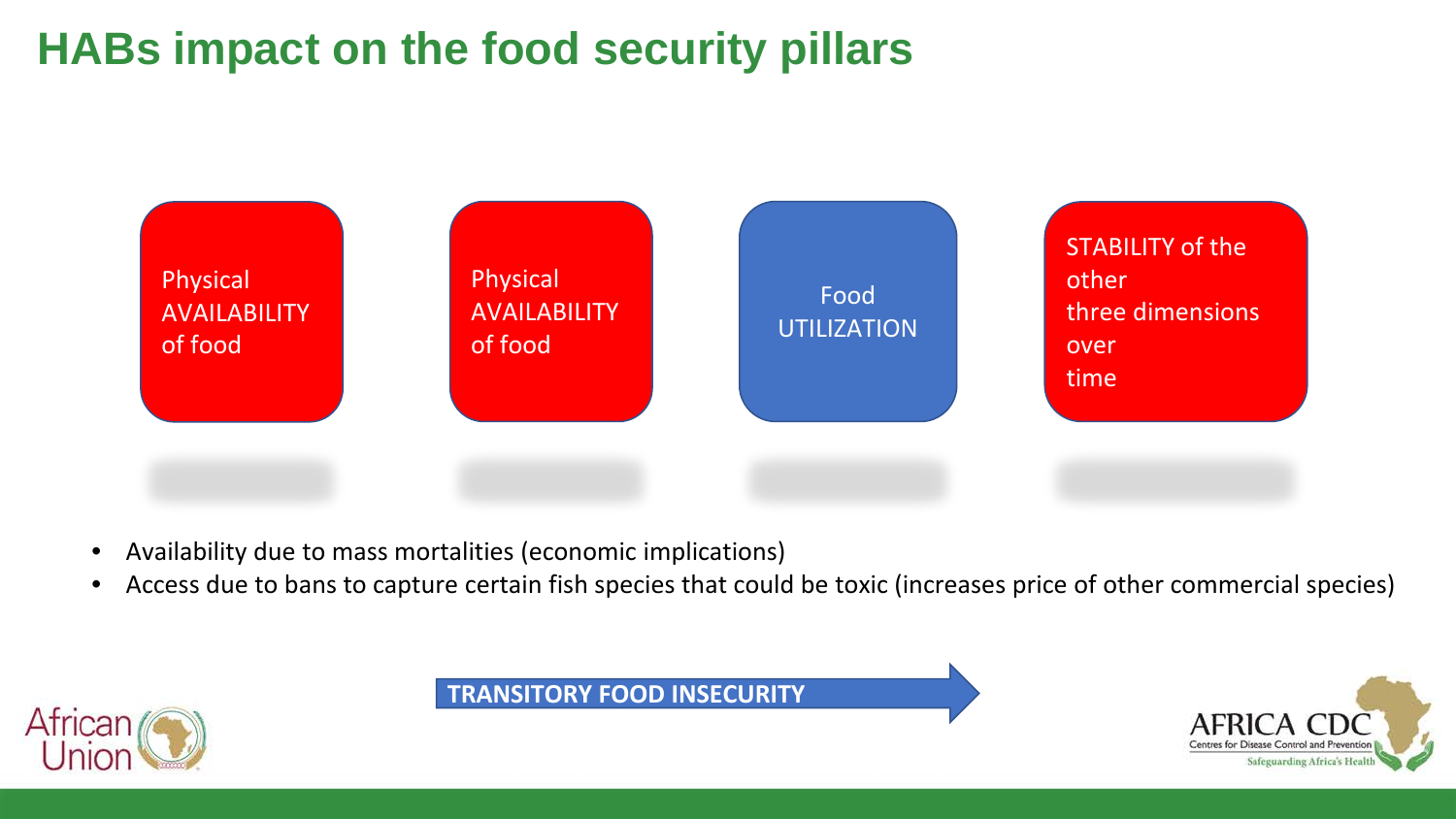# HABs impact on the food security pillars

Physical AVAILABILITY of food

Physical AVAILABILITY of food

Food UTILIZATION

STABILITY of the other three dimensions over time

- Availability due to mass mortalities (economic implications)
- Access due to bans to capture certain fish species that could be toxic (increases price of other commercial species)

**TRANSITORY FOOD INSECURITY**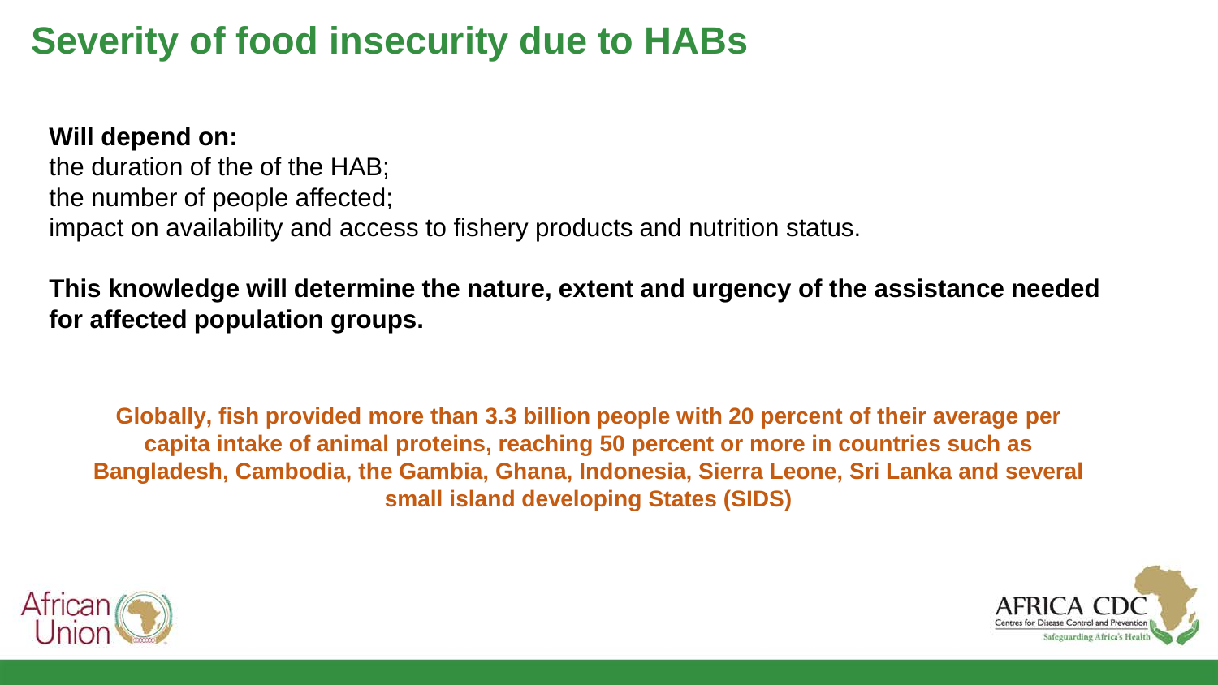# Severity of food insecurity due to HABs

**Will depend on:**

the duration of the of the HAB;
the number of people affected;
impact on availability and access to fishery products and nutrition status.

**This knowledge will determine the nature, extent and urgency of the assistance needed for affected population groups.**

**Globally, fish provided more than 3.3 billion people with 20 percent of their average per capita intake of animal proteins, reaching 50 percent or more in countries such as Bangladesh, Cambodia, the Gambia, Ghana, Indonesia, Sierra Leone, Sri Lanka and several small island developing States (SIDS)**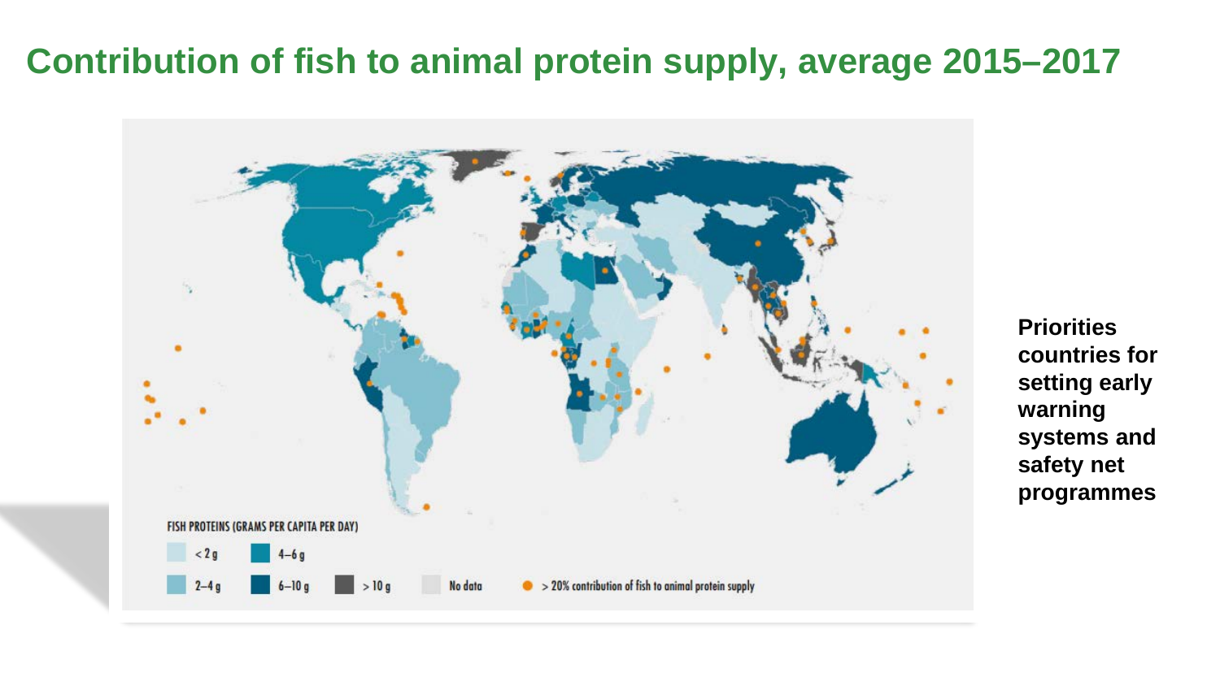# Contribution of fish to animal protein supply, average 2015–2017

FISH PROTEINS (GRAMS PER CAPITA PER DAY)

- < 2 g
- 2–4 g
- 4–6 g
- 6–10 g
- > 10 g
- No data
- > 20% contribution of fish to animal protein supply

**Priorities countries for setting early warning systems and safety net programmes**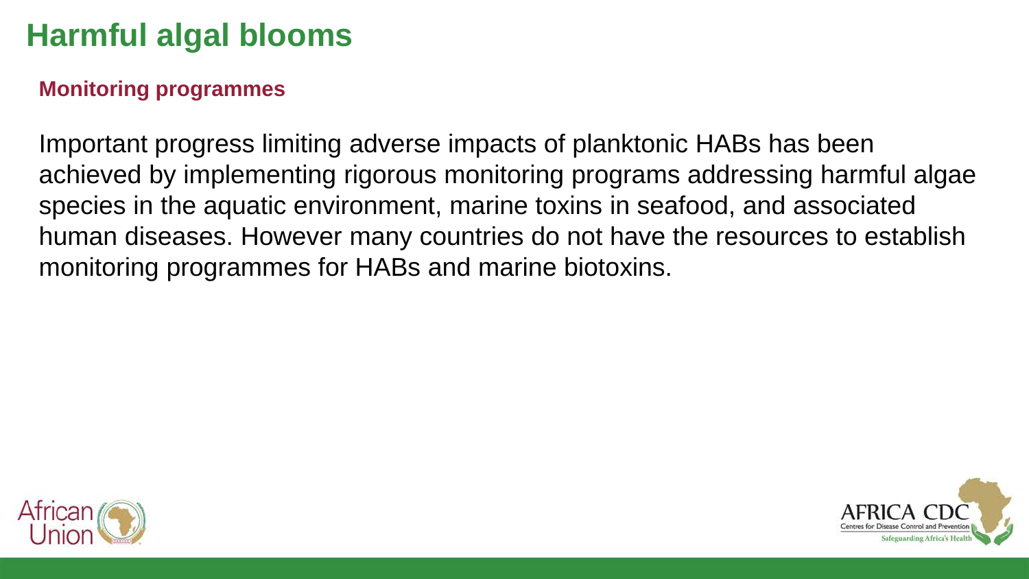# Harmful algal blooms

## Monitoring programmes

Important progress limiting adverse impacts of planktonic HABs has been achieved by implementing rigorous monitoring programs addressing harmful algae species in the aquatic environment, marine toxins in seafood, and associated human diseases. However many countries do not have the resources to establish monitoring programmes for HABs and marine biotoxins.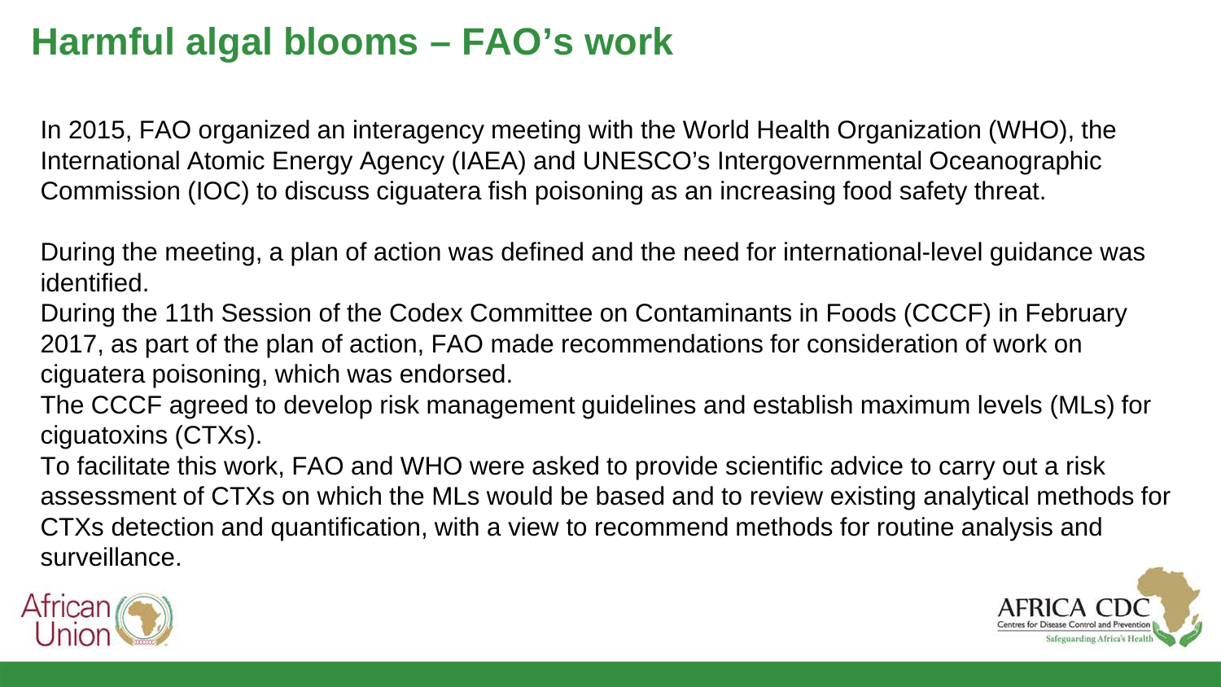# Harmful algal blooms – FAO's work

In 2015, FAO organized an interagency meeting with the World Health Organization (WHO), the International Atomic Energy Agency (IAEA) and UNESCO's Intergovernmental Oceanographic Commission (IOC) to discuss ciguatera fish poisoning as an increasing food safety threat.

During the meeting, a plan of action was defined and the need for international-level guidance was identified.

During the 11th Session of the Codex Committee on Contaminants in Foods (CCCF) in February 2017, as part of the plan of action, FAO made recommendations for consideration of work on ciguatera poisoning, which was endorsed.

The CCCF agreed to develop risk management guidelines and establish maximum levels (MLs) for ciguatoxins (CTXs).

To facilitate this work, FAO and WHO were asked to provide scientific advice to carry out a risk assessment of CTXs on which the MLs would be based and to review existing analytical methods for CTXs detection and quantification, with a view to recommend methods for routine analysis and surveillance.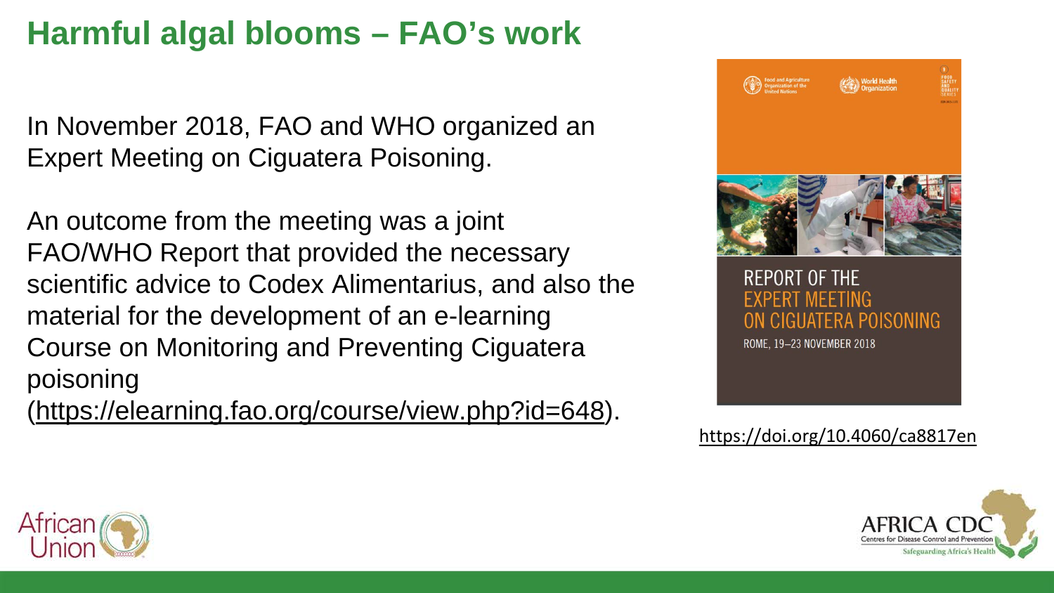# Harmful algal blooms – FAO's work

In November 2018, FAO and WHO organized an Expert Meeting on Ciguatera Poisoning.

An outcome from the meeting was a joint FAO/WHO Report that provided the necessary scientific advice to Codex Alimentarius, and also the material for the development of an e-learning Course on Monitoring and Preventing Ciguatera poisoning (https://elearning.fao.org/course/view.php?id=648).

REPORT OF THE EXPERT MEETING ON CIGUATERA POISONING

ROME, 19–23 NOVEMBER 2018

https://doi.org/10.4060/ca8817en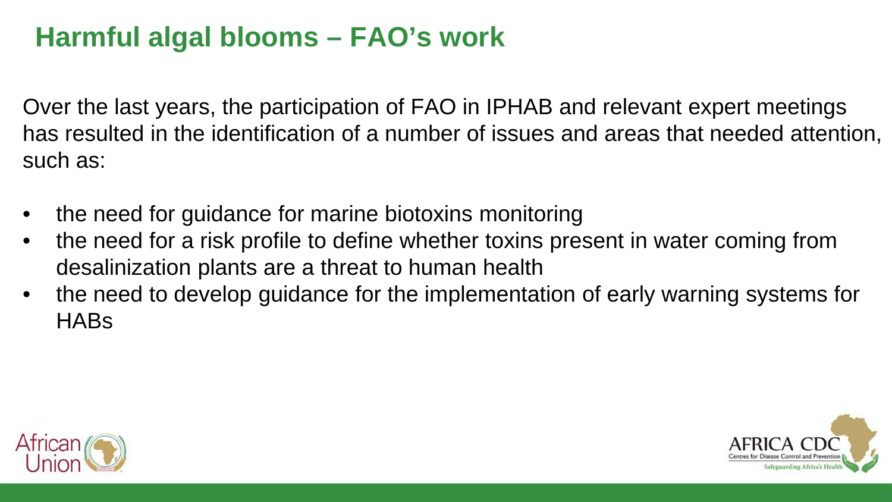# Harmful algal blooms – FAO's work

Over the last years, the participation of FAO in IPHAB and relevant expert meetings has resulted in the identification of a number of issues and areas that needed attention, such as:

- the need for guidance for marine biotoxins monitoring
- the need for a risk profile to define whether toxins present in water coming from desalinization plants are a threat to human health
- the need to develop guidance for the implementation of early warning systems for HABs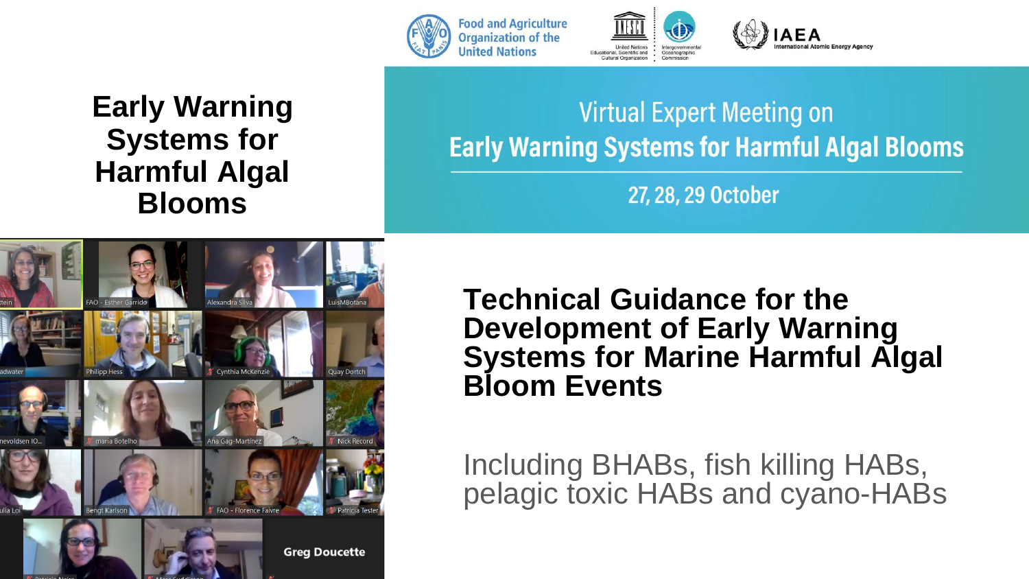# Early Warning Systems for Harmful Algal Blooms

Food and Agriculture Organization of the United Nations

United Nations Educational, Scientific and Cultural Organization | Intergovernmental Oceanographic Commission

IAEA International Atomic Energy Agency

Virtual Expert Meeting on

**Early Warning Systems for Harmful Algal Blooms**

27, 28, 29 October

## Technical Guidance for the Development of Early Warning Systems for Marine Harmful Algal Bloom Events

Including BHABs, fish killing HABs, pelagic toxic HABs and cyano-HABs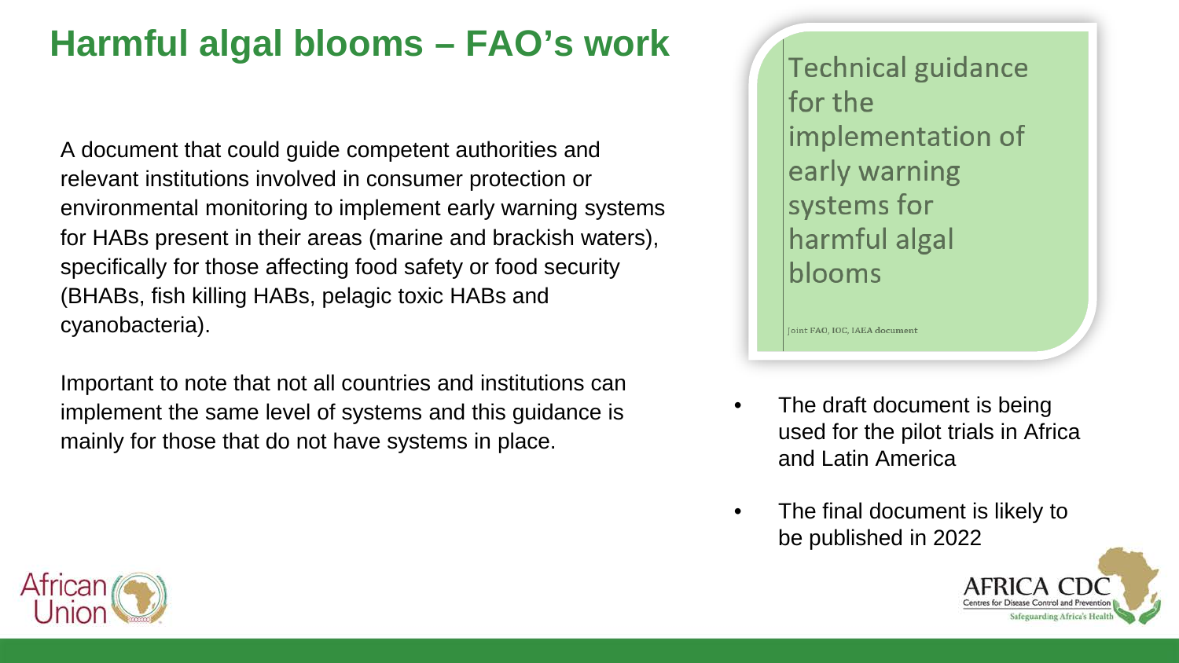# Harmful algal blooms – FAO's work

A document that could guide competent authorities and relevant institutions involved in consumer protection or environmental monitoring to implement early warning systems for HABs present in their areas (marine and brackish waters), specifically for those affecting food safety or food security (BHABs, fish killing HABs, pelagic toxic HABs and cyanobacteria).

Important to note that not all countries and institutions can implement the same level of systems and this guidance is mainly for those that do not have systems in place.

**Technical guidance for the implementation of early warning systems for harmful algal blooms**

Joint FAO, IOC, IAEA document

- The draft document is being used for the pilot trials in Africa and Latin America
- The final document is likely to be published in 2022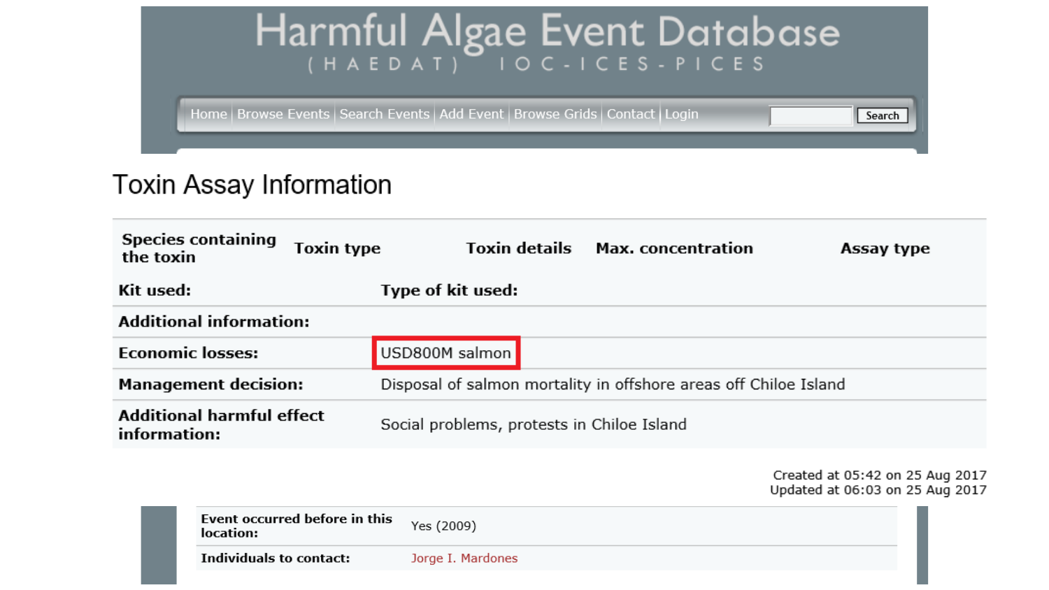# Harmful Algae Event Database

(HAEDAT) IOC-ICES-PICES

Home | Browse Events | Search Events | Add Event | Browse Grids | Contact | Login | Search

## Toxin Assay Information

| Species containing the toxin | Toxin type | Toxin details | Max. concentration | Assay type |
|---|---|---|---|---|
| **Kit used:** | **Type of kit used:** | | | |

| | |
|---|---|
| **Additional information:** | |
| **Economic losses:** | USD800M salmon |
| **Management decision:** | Disposal of salmon mortality in offshore areas off Chiloe Island |
| **Additional harmful effect information:** | Social problems, protests in Chiloe Island |

Created at 05:42 on 25 Aug 2017
Updated at 06:03 on 25 Aug 2017

| | |
|---|---|
| **Event occurred before in this location:** | Yes (2009) |
| **Individuals to contact:** | Jorge I. Mardones |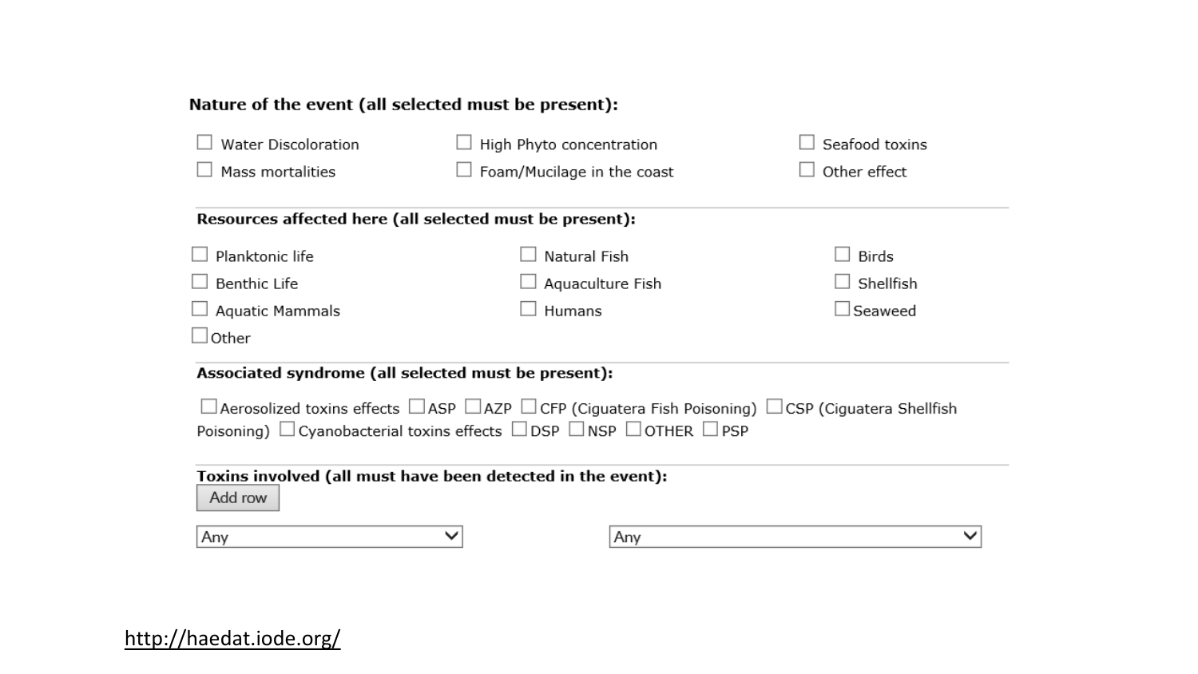**Nature of the event (all selected must be present):**

- ☐ Water Discoloration
- ☐ High Phyto concentration
- ☐ Seafood toxins
- ☐ Mass mortalities
- ☐ Foam/Mucilage in the coast
- ☐ Other effect

**Resources affected here (all selected must be present):**

- ☐ Planktonic life
- ☐ Natural Fish
- ☐ Birds
- ☐ Benthic Life
- ☐ Aquaculture Fish
- ☐ Shellfish
- ☐ Aquatic Mammals
- ☐ Humans
- ☐ Seaweed
- ☐ Other

**Associated syndrome (all selected must be present):**

☐ Aerosolized toxins effects ☐ ASP ☐ AZP ☐ CFP (Ciguatera Fish Poisoning) ☐ CSP (Ciguatera Shellfish Poisoning) ☐ Cyanobacterial toxins effects ☐ DSP ☐ NSP ☐ OTHER ☐ PSP

**Toxins involved (all must have been detected in the event):**

Add row

Any | Any

http://haedat.iode.org/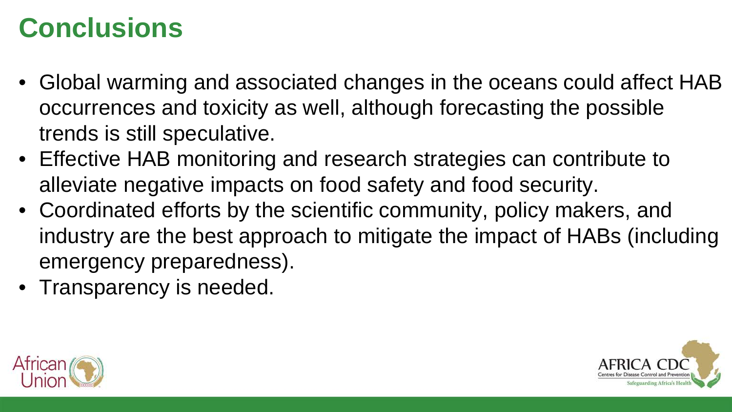# Conclusions

- Global warming and associated changes in the oceans could affect HAB occurrences and toxicity as well, although forecasting the possible trends is still speculative.
- Effective HAB monitoring and research strategies can contribute to alleviate negative impacts on food safety and food security.
- Coordinated efforts by the scientific community, policy makers, and industry are the best approach to mitigate the impact of HABs (including emergency preparedness).
- Transparency is needed.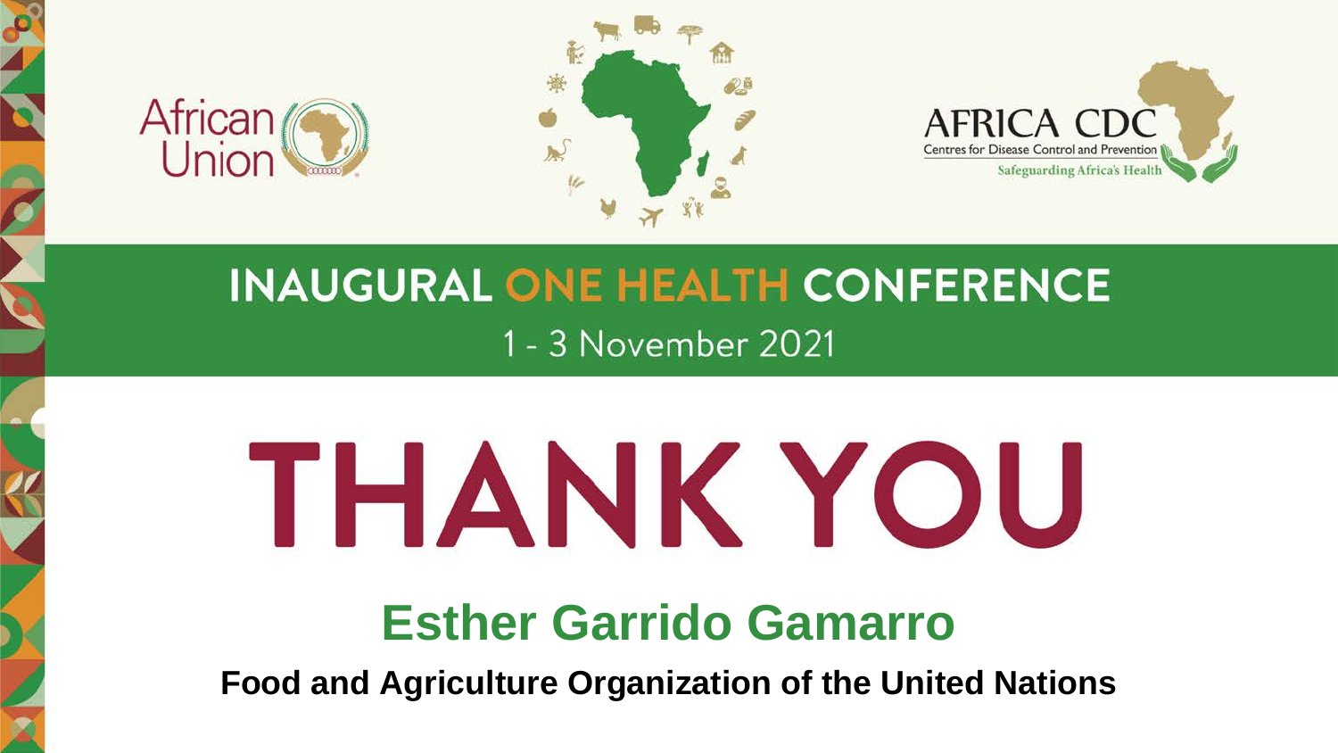African Union

AFRICA CDC

Centres for Disease Control and Prevention

Safeguarding Africa's Health

# INAUGURAL ONE HEALTH CONFERENCE

1 - 3 November 2021

# THANK YOU

## Esther Garrido Gamarro

**Food and Agriculture Organization of the United Nations**